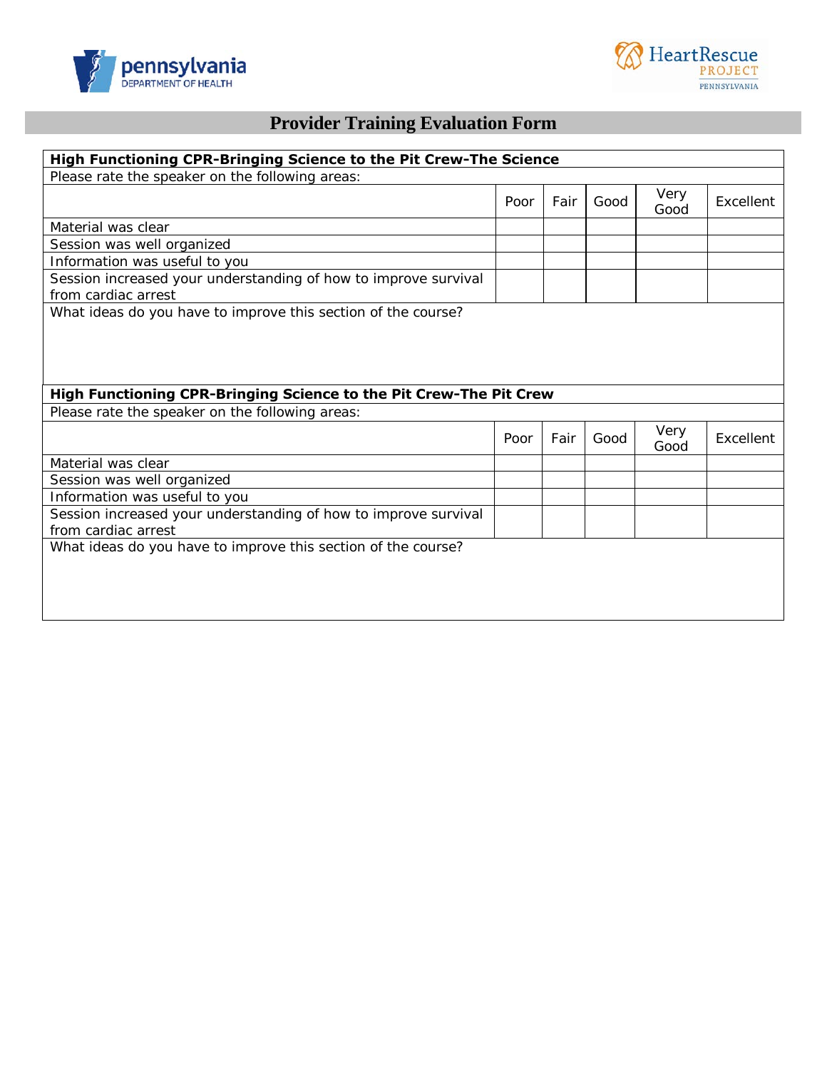# Provider Training Evaluation Form

**High Functioning CPR-Bringing Science to the Pit Crew-The Science**

Please rate the speaker on the following areas:

| | Poor | Fair | Good | Very Good | Excellent |
|---|---|---|---|---|---|
| Material was clear | | | | | |
| Session was well organized | | | | | |
| Information was useful to you | | | | | |
| Session increased your understanding of how to improve survival from cardiac arrest | | | | | |

What ideas do you have to improve this section of the course?

**High Functioning CPR-Bringing Science to the Pit Crew-The Pit Crew**

Please rate the speaker on the following areas:

| | Poor | Fair | Good | Very Good | Excellent |
|---|---|---|---|---|---|
| Material was clear | | | | | |
| Session was well organized | | | | | |
| Information was useful to you | | | | | |
| Session increased your understanding of how to improve survival from cardiac arrest | | | | | |

What ideas do you have to improve this section of the course?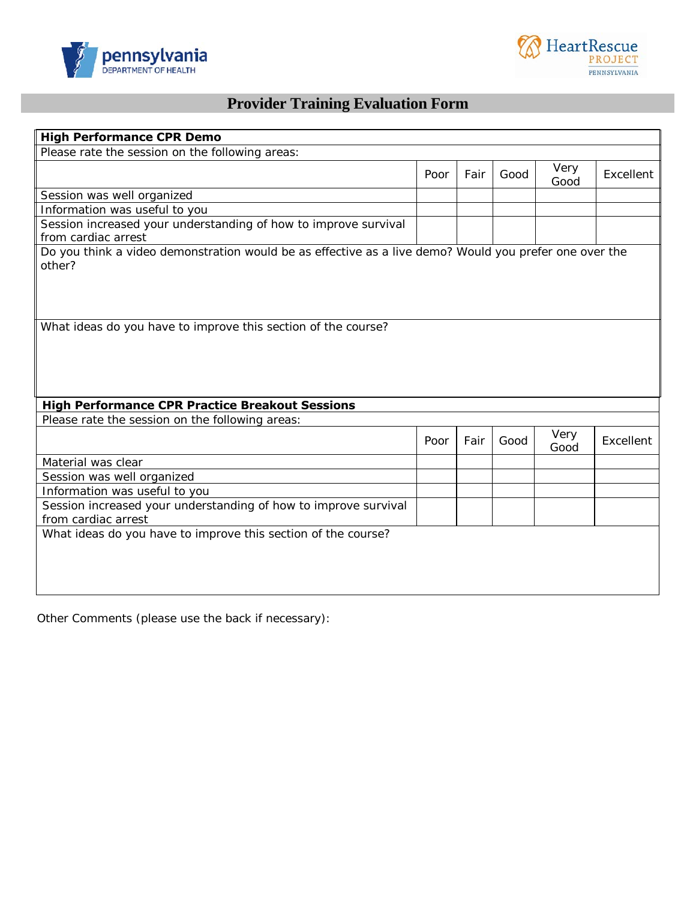# Provider Training Evaluation Form

## High Performance CPR Demo

Please rate the session on the following areas:

| | Poor | Fair | Good | Very Good | Excellent |
|---|---|---|---|---|---|
| Session was well organized | | | | | |
| Information was useful to you | | | | | |
| Session increased your understanding of how to improve survival from cardiac arrest | | | | | |

Do you think a video demonstration would be as effective as a live demo? Would you prefer one over the other?

What ideas do you have to improve this section of the course?

## High Performance CPR Practice Breakout Sessions

Please rate the session on the following areas:

| | Poor | Fair | Good | Very Good | Excellent |
|---|---|---|---|---|---|
| Material was clear | | | | | |
| Session was well organized | | | | | |
| Information was useful to you | | | | | |
| Session increased your understanding of how to improve survival from cardiac arrest | | | | | |

What ideas do you have to improve this section of the course?

Other Comments (please use the back if necessary):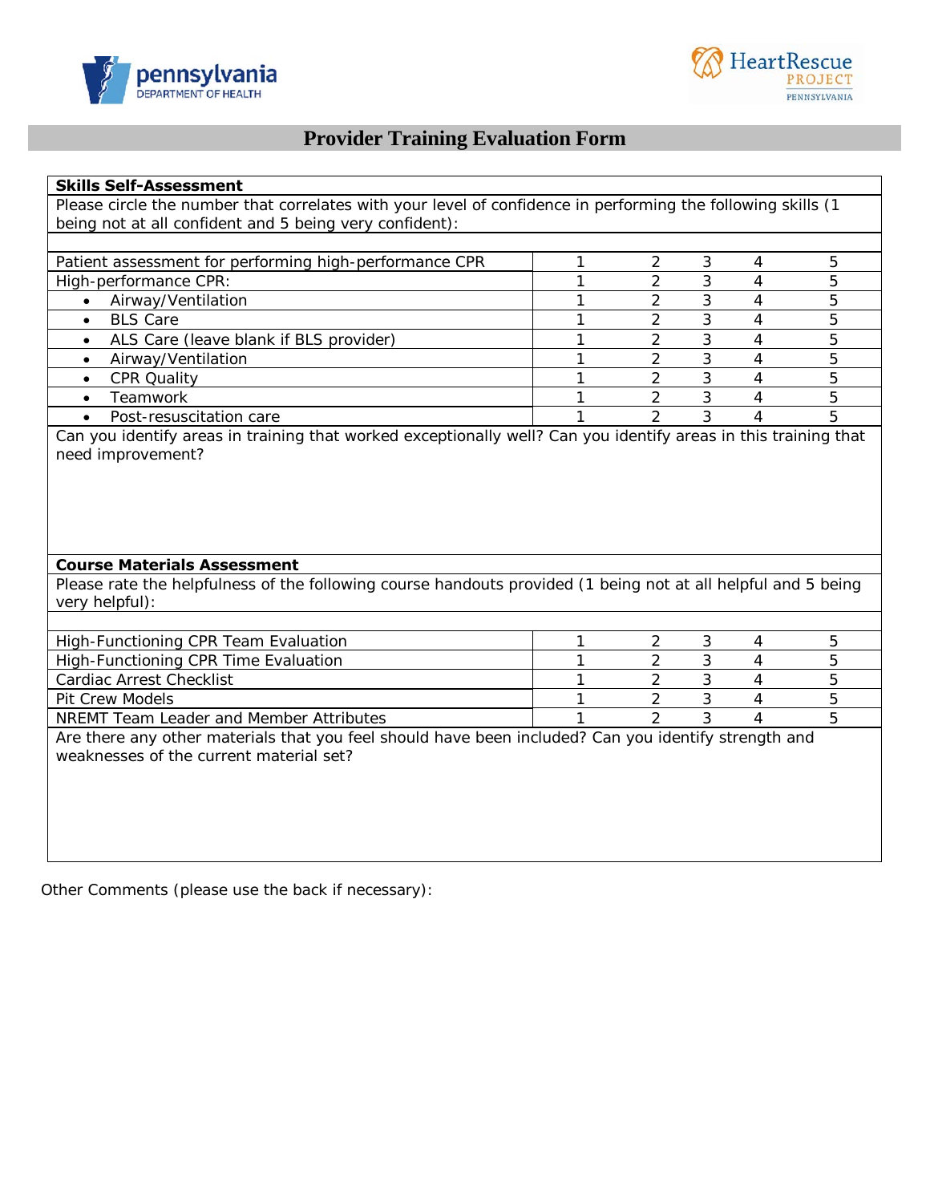# Provider Training Evaluation Form

| **Skills Self-Assessment** | | | | | |
|---|---|---|---|---|---|
| Please circle the number that correlates with your level of confidence in performing the following skills (1 being not at all confident and 5 being very confident): | | | | | |
| Patient assessment for performing high-performance CPR | 1 | 2 | 3 | 4 | 5 |
| High-performance CPR: | 1 | 2 | 3 | 4 | 5 |
| • Airway/Ventilation | 1 | 2 | 3 | 4 | 5 |
| • BLS Care | 1 | 2 | 3 | 4 | 5 |
| • ALS Care (leave blank if BLS provider) | 1 | 2 | 3 | 4 | 5 |
| • Airway/Ventilation | 1 | 2 | 3 | 4 | 5 |
| • CPR Quality | 1 | 2 | 3 | 4 | 5 |
| • Teamwork | 1 | 2 | 3 | 4 | 5 |
| • Post-resuscitation care | 1 | 2 | 3 | 4 | 5 |

Can you identify areas in training that worked exceptionally well? Can you identify areas in this training that need improvement?

| **Course Materials Assessment** | | | | | |
|---|---|---|---|---|---|
| Please rate the helpfulness of the following course handouts provided (1 being not at all helpful and 5 being very helpful): | | | | | |
| High-Functioning CPR Team Evaluation | 1 | 2 | 3 | 4 | 5 |
| High-Functioning CPR Time Evaluation | 1 | 2 | 3 | 4 | 5 |
| Cardiac Arrest Checklist | 1 | 2 | 3 | 4 | 5 |
| Pit Crew Models | 1 | 2 | 3 | 4 | 5 |
| NREMT Team Leader and Member Attributes | 1 | 2 | 3 | 4 | 5 |

Are there any other materials that you feel should have been included? Can you identify strength and weaknesses of the current material set?

Other Comments (please use the back if necessary):